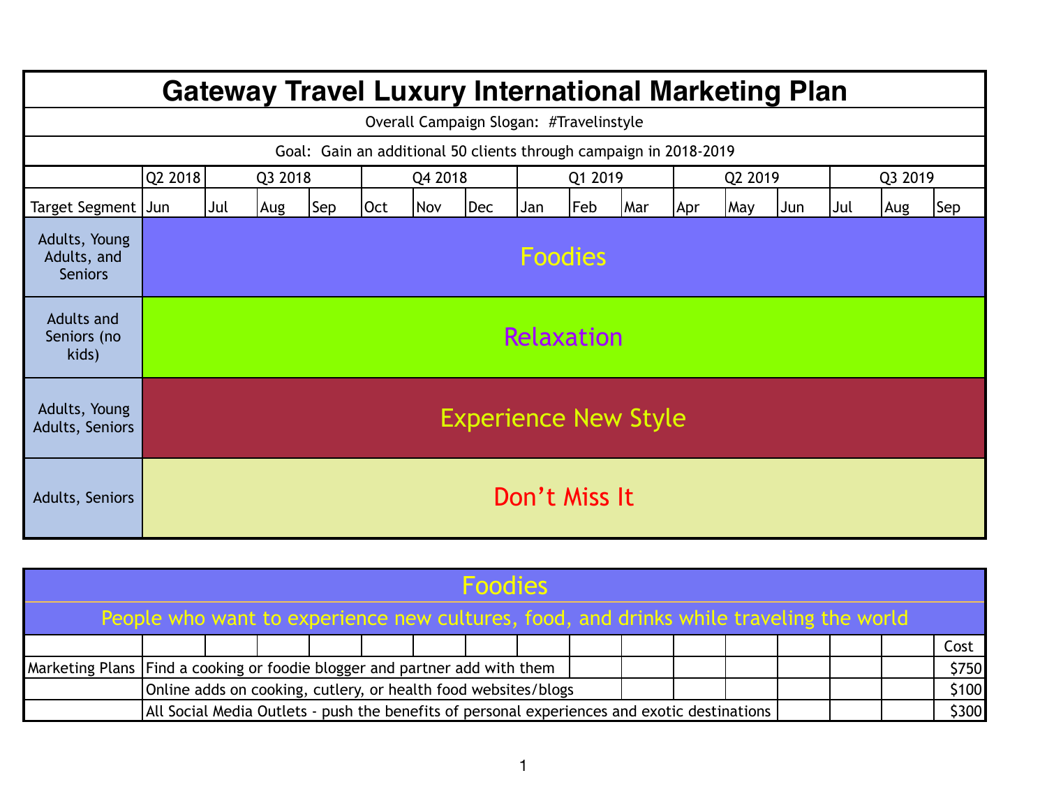# Gateway Travel Luxury International Marketing Plan

Overall Campaign Slogan: #Travelinstyle

Goal: Gain an additional 50 clients through campaign in 2018-2019

| | Q2 2018 | Q3 2018 | | | Q4 2018 | | | Q1 2019 | | | Q2 2019 | | | Q3 2019 | | |
|---|---|---|---|---|---|---|---|---|---|---|---|---|---|---|---|---|
| Target Segment | Jun | Jul | Aug | Sep | Oct | Nov | Dec | Jan | Feb | Mar | Apr | May | Jun | Jul | Aug | Sep |
| Adults, Young Adults, and Seniors | Foodies | | | | | | | | | | | | | | | |
| Adults and Seniors (no kids) | Relaxation | | | | | | | | | | | | | | | |
| Adults, Young Adults, Seniors | Experience New Style | | | | | | | | | | | | | | | |
| Adults, Seniors | Don't Miss It | | | | | | | | | | | | | | | |

## Foodies

People who want to experience new cultures, food, and drinks while traveling the world

| | | Cost |
|---|---|---|
| Marketing Plans | Find a cooking or foodie blogger and partner add with them | $750 |
| | Online adds on cooking, cutlery, or health food websites/blogs | $100 |
| | All Social Media Outlets - push the benefits of personal experiences and exotic destinations | $300 |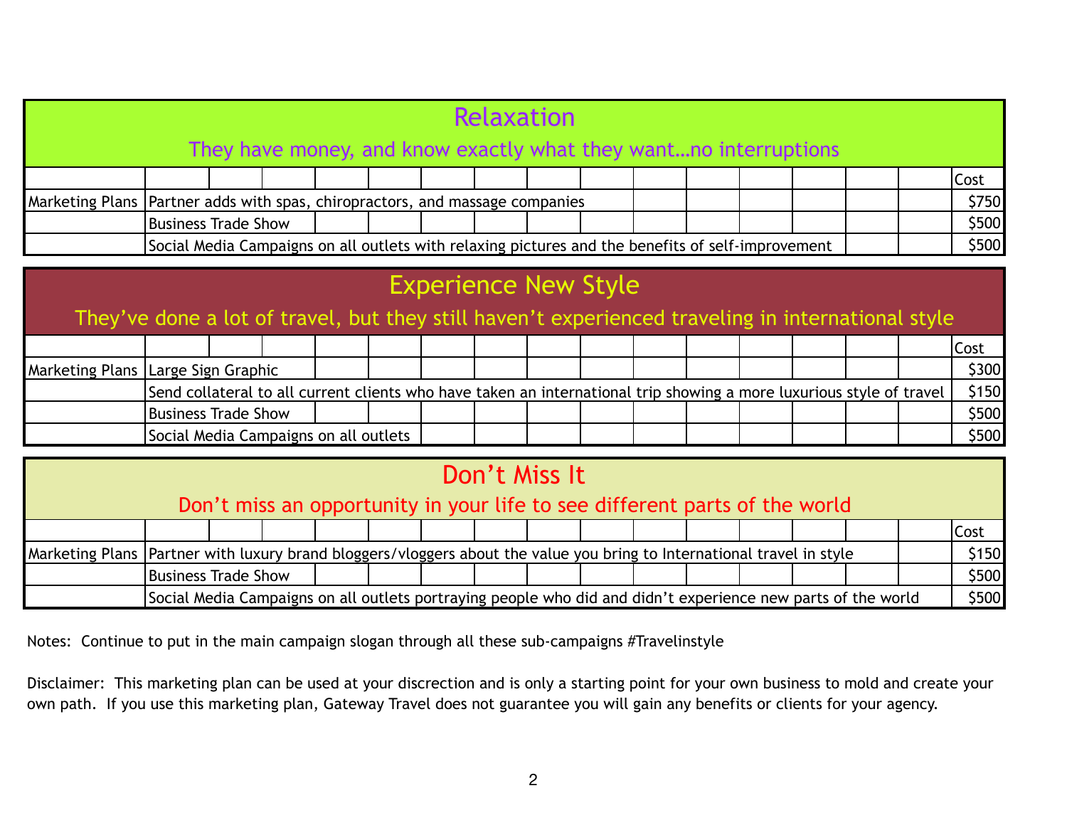## Relaxation

### They have money, and know exactly what they want…no interruptions

| | | Cost |
|---|---|---|
| Marketing Plans | Partner adds with spas, chiropractors, and massage companies | $750 |
| | Business Trade Show | $500 |
| | Social Media Campaigns on all outlets with relaxing pictures and the benefits of self-improvement | $500 |

## Experience New Style

### They've done a lot of travel, but they still haven't experienced traveling in international style

| | | Cost |
|---|---|---|
| Marketing Plans | Large Sign Graphic | $300 |
| | Send collateral to all current clients who have taken an international trip showing a more luxurious style of travel | $150 |
| | Business Trade Show | $500 |
| | Social Media Campaigns on all outlets | $500 |

## Don't Miss It

### Don't miss an opportunity in your life to see different parts of the world

| | | Cost |
|---|---|---|
| Marketing Plans | Partner with luxury brand bloggers/vloggers about the value you bring to International travel in style | $150 |
| | Business Trade Show | $500 |
| | Social Media Campaigns on all outlets portraying people who did and didn't experience new parts of the world | $500 |

Notes: Continue to put in the main campaign slogan through all these sub-campaigns #Travelinstyle

Disclaimer: This marketing plan can be used at your discrection and is only a starting point for your own business to mold and create your own path. If you use this marketing plan, Gateway Travel does not guarantee you will gain any benefits or clients for your agency.